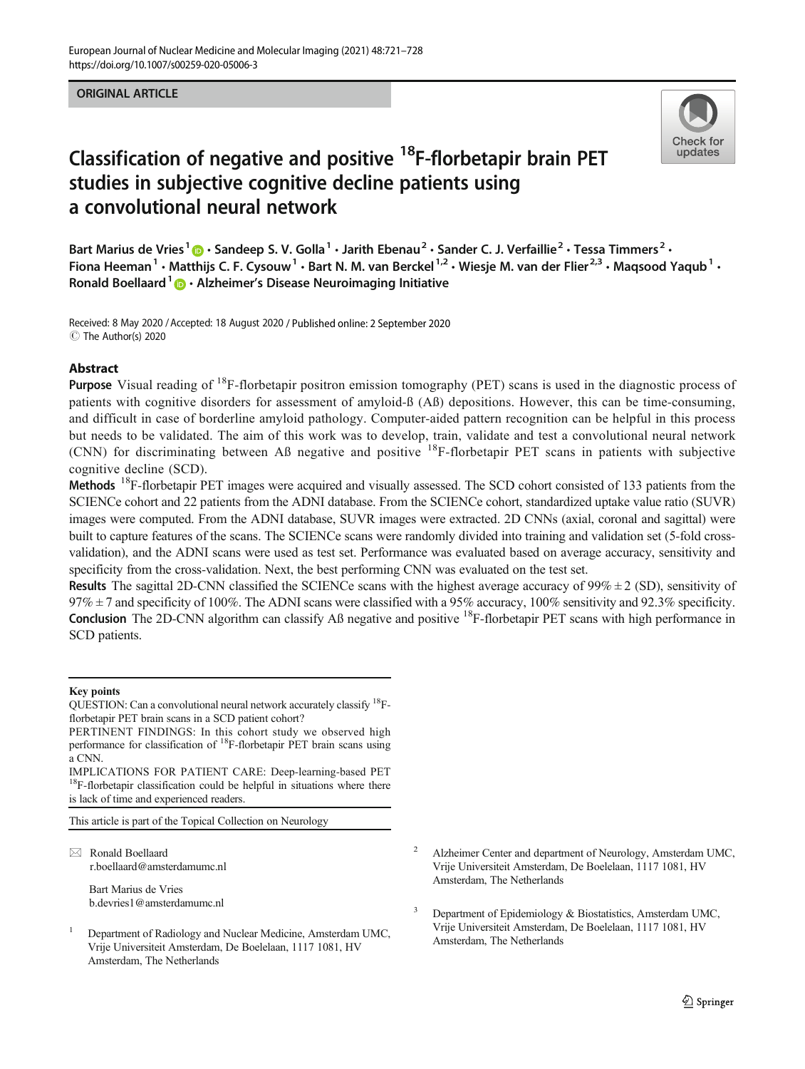ORIGINAL ARTICLE

# Classification of negative and positive $^{18}$F-florbetapir brain PET studies in subjective cognitive decline patients using a convolutional neural network

Bart Marius de Vries[1] · Sandeep S. V. Golla[1] · Jarith Ebenau[2] · Sander C. J. Verfaillie[2] · Tessa Timmers[2] · Fiona Heeman[1] · Matthijs C. F. Cysouw[1] · Bart N. M. van Berckel[1,2] · Wiesje M. van der Flier[2,3] · Maqsood Yaqub[1] · Ronald Boellaard[1] · Alzheimer's Disease Neuroimaging Initiative

Received: 8 May 2020 / Accepted: 18 August 2020 / Published online: 2 September 2020
© The Author(s) 2020

## Abstract

**Purpose** Visual reading of $^{18}$F-florbetapir positron emission tomography (PET) scans is used in the diagnostic process of patients with cognitive disorders for assessment of amyloid-ß (Aß) depositions. However, this can be time-consuming, and difficult in case of borderline amyloid pathology. Computer-aided pattern recognition can be helpful in this process but needs to be validated. The aim of this work was to develop, train, validate and test a convolutional neural network (CNN) for discriminating between Aß negative and positive $^{18}$F-florbetapir PET scans in patients with subjective cognitive decline (SCD).

**Methods** $^{18}$F-florbetapir PET images were acquired and visually assessed. The SCD cohort consisted of 133 patients from the SCIENCe cohort and 22 patients from the ADNI database. From the SCIENCe cohort, standardized uptake value ratio (SUVR) images were computed. From the ADNI database, SUVR images were extracted. 2D CNNs (axial, coronal and sagittal) were built to capture features of the scans. The SCIENCe scans were randomly divided into training and validation set (5-fold cross-validation), and the ADNI scans were used as test set. Performance was evaluated based on average accuracy, sensitivity and specificity from the cross-validation. Next, the best performing CNN was evaluated on the test set.

**Results** The sagittal 2D-CNN classified the SCIENCe scans with the highest average accuracy of 99% ± 2 (SD), sensitivity of 97% ± 7 and specificity of 100%. The ADNI scans were classified with a 95% accuracy, 100% sensitivity and 92.3% specificity.

**Conclusion** The 2D-CNN algorithm can classify Aß negative and positive $^{18}$F-florbetapir PET scans with high performance in SCD patients.

**Key points**

QUESTION: Can a convolutional neural network accurately classify $^{18}$F-florbetapir PET brain scans in a SCD patient cohort?

PERTINENT FINDINGS: In this cohort study we observed high performance for classification of $^{18}$F-florbetapir PET brain scans using a CNN.

IMPLICATIONS FOR PATIENT CARE: Deep-learning-based PET $^{18}$F-florbetapir classification could be helpful in situations where there is lack of time and experienced readers.

This article is part of the Topical Collection on Neurology

✉ Ronald Boellaard
r.boellaard@amsterdamumc.nl

Bart Marius de Vries
b.devries1@amsterdamumc.nl

[1] Department of Radiology and Nuclear Medicine, Amsterdam UMC, Vrije Universiteit Amsterdam, De Boelelaan, 1117 1081, HV Amsterdam, The Netherlands

[2] Alzheimer Center and department of Neurology, Amsterdam UMC, Vrije Universiteit Amsterdam, De Boelelaan, 1117 1081, HV Amsterdam, The Netherlands

[3] Department of Epidemiology & Biostatistics, Amsterdam UMC, Vrije Universiteit Amsterdam, De Boelelaan, 1117 1081, HV Amsterdam, The Netherlands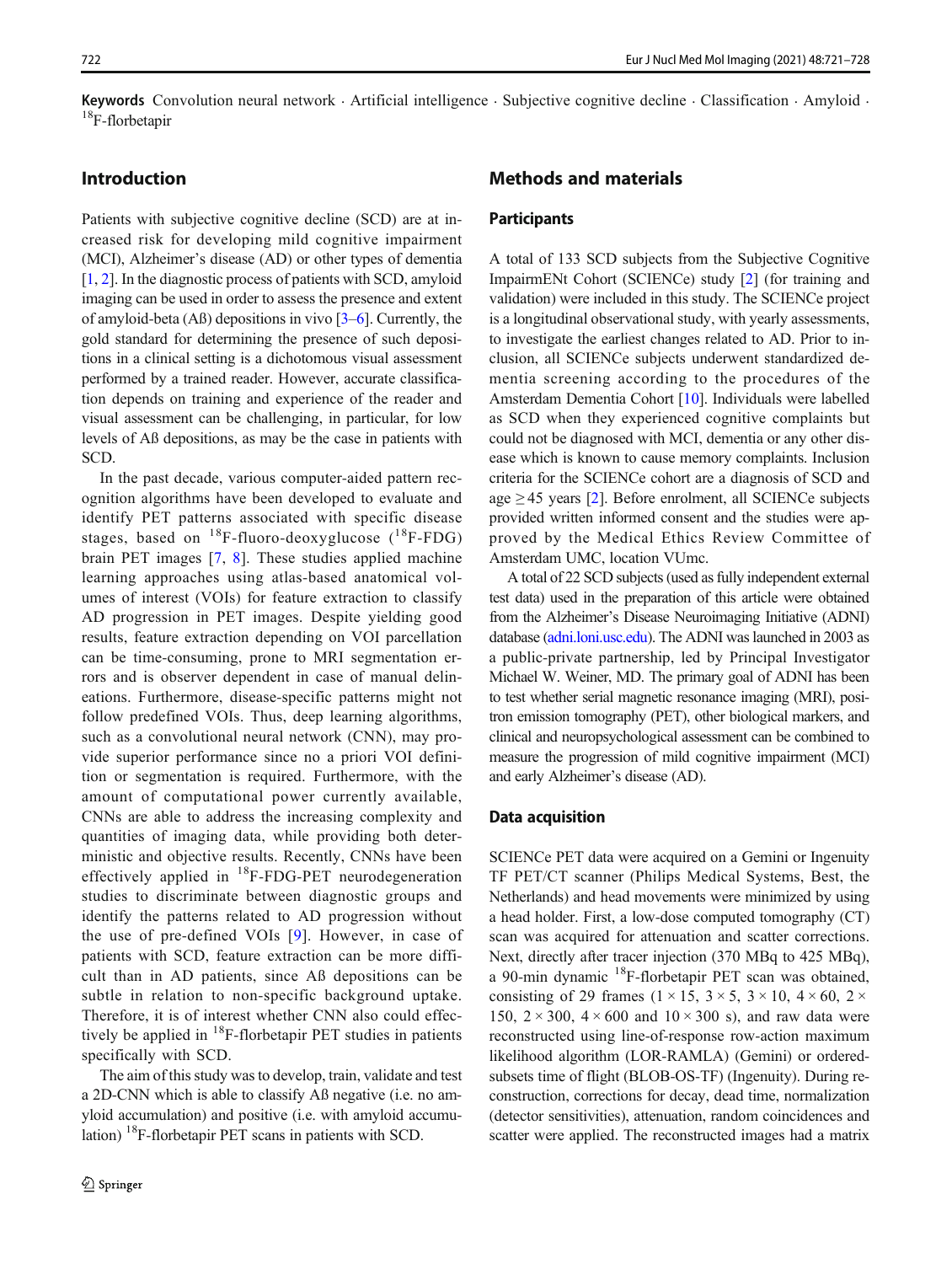**Keywords** Convolution neural network · Artificial intelligence · Subjective cognitive decline · Classification · Amyloid · $^{18}$F-florbetapir

## Introduction

Patients with subjective cognitive decline (SCD) are at increased risk for developing mild cognitive impairment (MCI), Alzheimer's disease (AD) or other types of dementia [1, 2]. In the diagnostic process of patients with SCD, amyloid imaging can be used in order to assess the presence and extent of amyloid-beta (Aß) depositions in vivo [3–6]. Currently, the gold standard for determining the presence of such depositions in a clinical setting is a dichotomous visual assessment performed by a trained reader. However, accurate classification depends on training and experience of the reader and visual assessment can be challenging, in particular, for low levels of Aß depositions, as may be the case in patients with SCD.

In the past decade, various computer-aided pattern recognition algorithms have been developed to evaluate and identify PET patterns associated with specific disease stages, based on $^{18}$F-fluoro-deoxyglucose ($^{18}$F-FDG) brain PET images [7, 8]. These studies applied machine learning approaches using atlas-based anatomical volumes of interest (VOIs) for feature extraction to classify AD progression in PET images. Despite yielding good results, feature extraction depending on VOI parcellation can be time-consuming, prone to MRI segmentation errors and is observer dependent in case of manual delineations. Furthermore, disease-specific patterns might not follow predefined VOIs. Thus, deep learning algorithms, such as a convolutional neural network (CNN), may provide superior performance since no a priori VOI definition or segmentation is required. Furthermore, with the amount of computational power currently available, CNNs are able to address the increasing complexity and quantities of imaging data, while providing both deterministic and objective results. Recently, CNNs have been effectively applied in $^{18}$F-FDG-PET neurodegeneration studies to discriminate between diagnostic groups and identify the patterns related to AD progression without the use of pre-defined VOIs [9]. However, in case of patients with SCD, feature extraction can be more difficult than in AD patients, since Aß depositions can be subtle in relation to non-specific background uptake. Therefore, it is of interest whether CNN also could effectively be applied in $^{18}$F-florbetapir PET studies in patients specifically with SCD.

The aim of this study was to develop, train, validate and test a 2D-CNN which is able to classify Aß negative (i.e. no amyloid accumulation) and positive (i.e. with amyloid accumulation) $^{18}$F-florbetapir PET scans in patients with SCD.

## Methods and materials

### Participants

A total of 133 SCD subjects from the Subjective Cognitive ImpairmENt Cohort (SCIENCe) study [2] (for training and validation) were included in this study. The SCIENCe project is a longitudinal observational study, with yearly assessments, to investigate the earliest changes related to AD. Prior to inclusion, all SCIENCe subjects underwent standardized dementia screening according to the procedures of the Amsterdam Dementia Cohort [10]. Individuals were labelled as SCD when they experienced cognitive complaints but could not be diagnosed with MCI, dementia or any other disease which is known to cause memory complaints. Inclusion criteria for the SCIENCe cohort are a diagnosis of SCD and age ≥45 years [2]. Before enrolment, all SCIENCe subjects provided written informed consent and the studies were approved by the Medical Ethics Review Committee of Amsterdam UMC, location VUmc.

A total of 22 SCD subjects (used as fully independent external test data) used in the preparation of this article were obtained from the Alzheimer's Disease Neuroimaging Initiative (ADNI) database (adni.loni.usc.edu). The ADNI was launched in 2003 as a public-private partnership, led by Principal Investigator Michael W. Weiner, MD. The primary goal of ADNI has been to test whether serial magnetic resonance imaging (MRI), positron emission tomography (PET), other biological markers, and clinical and neuropsychological assessment can be combined to measure the progression of mild cognitive impairment (MCI) and early Alzheimer's disease (AD).

### Data acquisition

SCIENCe PET data were acquired on a Gemini or Ingenuity TF PET/CT scanner (Philips Medical Systems, Best, the Netherlands) and head movements were minimized by using a head holder. First, a low-dose computed tomography (CT) scan was acquired for attenuation and scatter corrections. Next, directly after tracer injection (370 MBq to 425 MBq), a 90-min dynamic $^{18}$F-florbetapir PET scan was obtained, consisting of 29 frames (1 × 15, 3 × 5, 3 × 10, 4 × 60, 2 × 150, 2 × 300, 4 × 600 and 10 × 300 s), and raw data were reconstructed using line-of-response row-action maximum likelihood algorithm (LOR-RAMLA) (Gemini) or ordered-subsets time of flight (BLOB-OS-TF) (Ingenuity). During reconstruction, corrections for decay, dead time, normalization (detector sensitivities), attenuation, random coincidences and scatter were applied. The reconstructed images had a matrix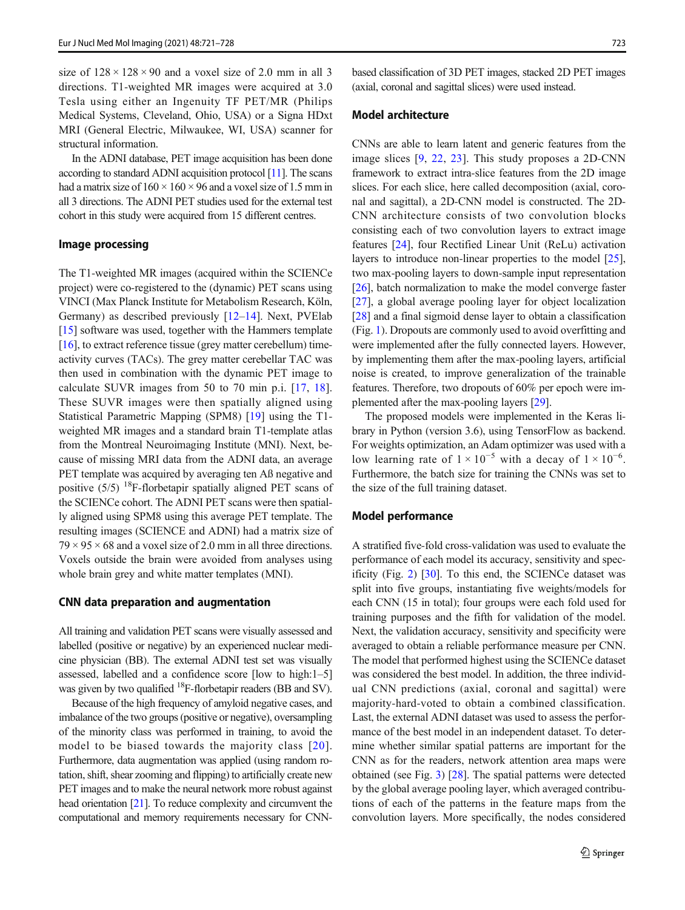size of $128 \times 128 \times 90$ and a voxel size of 2.0 mm in all 3 directions. T1-weighted MR images were acquired at 3.0 Tesla using either an Ingenuity TF PET/MR (Philips Medical Systems, Cleveland, Ohio, USA) or a Signa HDxt MRI (General Electric, Milwaukee, WI, USA) scanner for structural information.

In the ADNI database, PET image acquisition has been done according to standard ADNI acquisition protocol [11]. The scans had a matrix size of $160 \times 160 \times 96$ and a voxel size of 1.5 mm in all 3 directions. The ADNI PET studies used for the external test cohort in this study were acquired from 15 different centres.

### Image processing

The T1-weighted MR images (acquired within the SCIENCe project) were co-registered to the (dynamic) PET scans using VINCI (Max Planck Institute for Metabolism Research, Köln, Germany) as described previously [12–14]. Next, PVElab [15] software was used, together with the Hammers template [16], to extract reference tissue (grey matter cerebellum) time-activity curves (TACs). The grey matter cerebellar TAC was then used in combination with the dynamic PET image to calculate SUVR images from 50 to 70 min p.i. [17, 18]. These SUVR images were then spatially aligned using Statistical Parametric Mapping (SPM8) [19] using the T1-weighted MR images and a standard brain T1-template atlas from the Montreal Neuroimaging Institute (MNI). Next, because of missing MRI data from the ADNI data, an average PET template was acquired by averaging ten Aß negative and positive (5/5) $^{18}$F-florbetapir spatially aligned PET scans of the SCIENCe cohort. The ADNI PET scans were then spatially aligned using SPM8 using this average PET template. The resulting images (SCIENCE and ADNI) had a matrix size of $79 \times 95 \times 68$ and a voxel size of 2.0 mm in all three directions. Voxels outside the brain were avoided from analyses using whole brain grey and white matter templates (MNI).

### CNN data preparation and augmentation

All training and validation PET scans were visually assessed and labelled (positive or negative) by an experienced nuclear medicine physician (BB). The external ADNI test set was visually assessed, labelled and a confidence score [low to high:1–5] was given by two qualified $^{18}$F-florbetapir readers (BB and SV).

Because of the high frequency of amyloid negative cases, and imbalance of the two groups (positive or negative), oversampling of the minority class was performed in training, to avoid the model to be biased towards the majority class [20]. Furthermore, data augmentation was applied (using random rotation, shift, shear zooming and flipping) to artificially create new PET images and to make the neural network more robust against head orientation [21]. To reduce complexity and circumvent the computational and memory requirements necessary for CNN-based classification of 3D PET images, stacked 2D PET images (axial, coronal and sagittal slices) were used instead.

### Model architecture

CNNs are able to learn latent and generic features from the image slices [9, 22, 23]. This study proposes a 2D-CNN framework to extract intra-slice features from the 2D image slices. For each slice, here called decomposition (axial, coronal and sagittal), a 2D-CNN model is constructed. The 2D-CNN architecture consists of two convolution blocks consisting each of two convolution layers to extract image features [24], four Rectified Linear Unit (ReLu) activation layers to introduce non-linear properties to the model [25], two max-pooling layers to down-sample input representation [26], batch normalization to make the model converge faster [27], a global average pooling layer for object localization [28] and a final sigmoid dense layer to obtain a classification (Fig. 1). Dropouts are commonly used to avoid overfitting and were implemented after the fully connected layers. However, by implementing them after the max-pooling layers, artificial noise is created, to improve generalization of the trainable features. Therefore, two dropouts of 60% per epoch were implemented after the max-pooling layers [29].

The proposed models were implemented in the Keras library in Python (version 3.6), using TensorFlow as backend. For weights optimization, an Adam optimizer was used with a low learning rate of $1 \times 10^{-5}$ with a decay of $1 \times 10^{-6}$. Furthermore, the batch size for training the CNNs was set to the size of the full training dataset.

### Model performance

A stratified five-fold cross-validation was used to evaluate the performance of each model its accuracy, sensitivity and specificity (Fig. 2) [30]. To this end, the SCIENCe dataset was split into five groups, instantiating five weights/models for each CNN (15 in total); four groups were each fold used for training purposes and the fifth for validation of the model. Next, the validation accuracy, sensitivity and specificity were averaged to obtain a reliable performance measure per CNN. The model that performed highest using the SCIENCe dataset was considered the best model. In addition, the three individual CNN predictions (axial, coronal and sagittal) were majority-hard-voted to obtain a combined classification. Last, the external ADNI dataset was used to assess the performance of the best model in an independent dataset. To determine whether similar spatial patterns are important for the CNN as for the readers, network attention area maps were obtained (see Fig. 3) [28]. The spatial patterns were detected by the global average pooling layer, which averaged contributions of each of the patterns in the feature maps from the convolution layers. More specifically, the nodes considered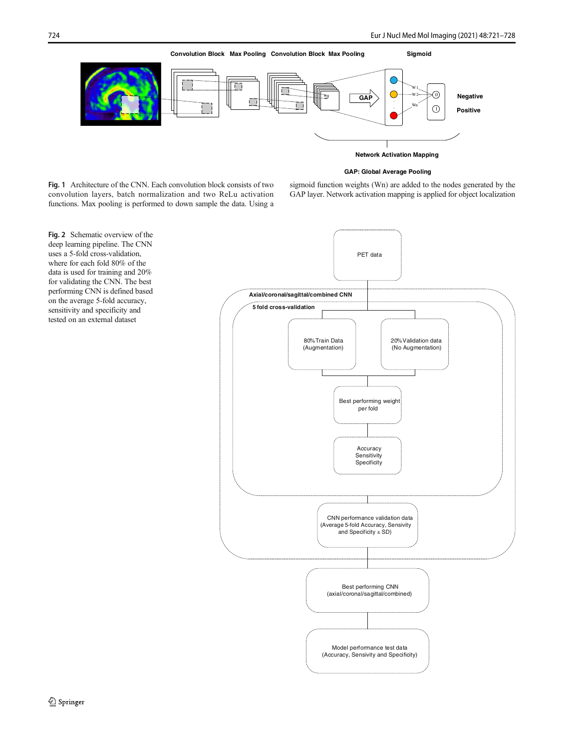**Fig. 1** Architecture of the CNN. Each convolution block consists of two convolution layers, batch normalization and two ReLu activation functions. Max pooling is performed to down sample the data. Using a sigmoid function weights (Wn) are added to the nodes generated by the GAP layer. Network activation mapping is applied for object localization

**Fig. 2** Schematic overview of the deep learning pipeline. The CNN uses a 5-fold cross-validation, where for each fold 80% of the data is used for training and 20% for validating the CNN. The best performing CNN is defined based on the average 5-fold accuracy, sensitivity and specificity and tested on an external dataset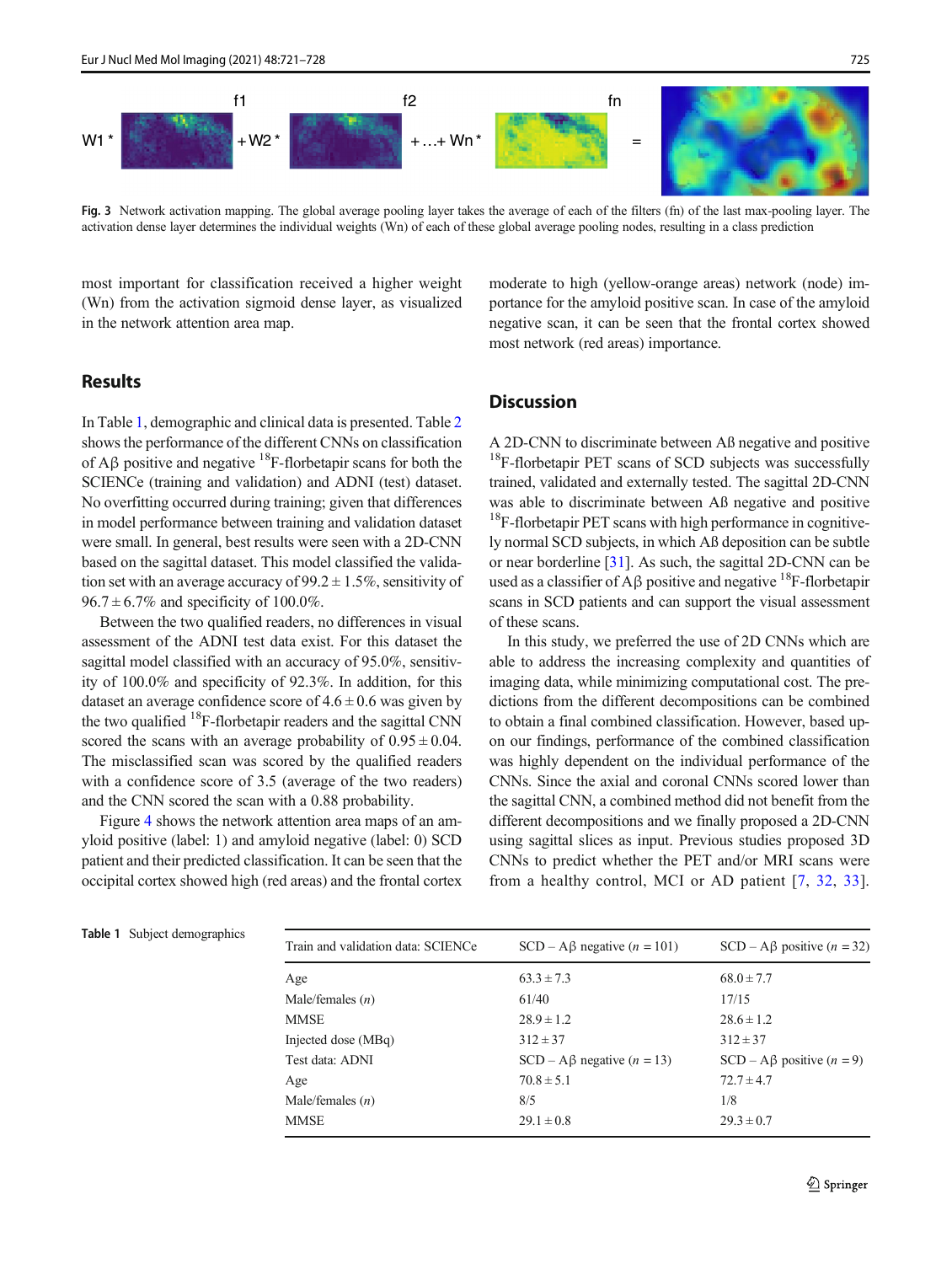Fig. 3 Network activation mapping. The global average pooling layer takes the average of each of the filters (fn) of the last max-pooling layer. The activation dense layer determines the individual weights (Wn) of each of these global average pooling nodes, resulting in a class prediction

most important for classification received a higher weight (Wn) from the activation sigmoid dense layer, as visualized in the network attention area map.

## Results

In Table 1, demographic and clinical data is presented. Table 2 shows the performance of the different CNNs on classification of Aβ positive and negative [18]F-florbetapir scans for both the SCIENCe (training and validation) and ADNI (test) dataset. No overfitting occurred during training; given that differences in model performance between training and validation dataset were small. In general, best results were seen with a 2D-CNN based on the sagittal dataset. This model classified the validation set with an average accuracy of 99.2 ± 1.5%, sensitivity of 96.7 ± 6.7% and specificity of 100.0%.

Between the two qualified readers, no differences in visual assessment of the ADNI test data exist. For this dataset the sagittal model classified with an accuracy of 95.0%, sensitivity of 100.0% and specificity of 92.3%. In addition, for this dataset an average confidence score of 4.6 ± 0.6 was given by the two qualified [18]F-florbetapir readers and the sagittal CNN scored the scans with an average probability of 0.95 ± 0.04. The misclassified scan was scored by the qualified readers with a confidence score of 3.5 (average of the two readers) and the CNN scored the scan with a 0.88 probability.

Figure 4 shows the network attention area maps of an amyloid positive (label: 1) and amyloid negative (label: 0) SCD patient and their predicted classification. It can be seen that the occipital cortex showed high (red areas) and the frontal cortex moderate to high (yellow-orange areas) network (node) importance for the amyloid positive scan. In case of the amyloid negative scan, it can be seen that the frontal cortex showed most network (red areas) importance.

## Discussion

A 2D-CNN to discriminate between Aß negative and positive [18]F-florbetapir PET scans of SCD subjects was successfully trained, validated and externally tested. The sagittal 2D-CNN was able to discriminate between Aß negative and positive [18]F-florbetapir PET scans with high performance in cognitively normal SCD subjects, in which Aß deposition can be subtle or near borderline [31]. As such, the sagittal 2D-CNN can be used as a classifier of Aβ positive and negative [18]F-florbetapir scans in SCD patients and can support the visual assessment of these scans.

In this study, we preferred the use of 2D CNNs which are able to address the increasing complexity and quantities of imaging data, while minimizing computational cost. The predictions from the different decompositions can be combined to obtain a final combined classification. However, based upon our findings, performance of the combined classification was highly dependent on the individual performance of the CNNs. Since the axial and coronal CNNs scored lower than the sagittal CNN, a combined method did not benefit from the different decompositions and we finally proposed a 2D-CNN using sagittal slices as input. Previous studies proposed 3D CNNs to predict whether the PET and/or MRI scans were from a healthy control, MCI or AD patient [7, 32, 33].

**Table 1** Subject demographics

| Train and validation data: SCIENCe | SCD – Aβ negative ($n$ = 101) | SCD – Aβ positive ($n$ = 32) |
|---|---|---|
| Age | 63.3 ± 7.3 | 68.0 ± 7.7 |
| Male/females ($n$) | 61/40 | 17/15 |
| MMSE | 28.9 ± 1.2 | 28.6 ± 1.2 |
| Injected dose (MBq) | 312 ± 37 | 312 ± 37 |
| Test data: ADNI | SCD – Aβ negative ($n$ = 13) | SCD – Aβ positive ($n$ = 9) |
| Age | 70.8 ± 5.1 | 72.7 ± 4.7 |
| Male/females ($n$) | 8/5 | 1/8 |
| MMSE | 29.1 ± 0.8 | 29.3 ± 0.7 |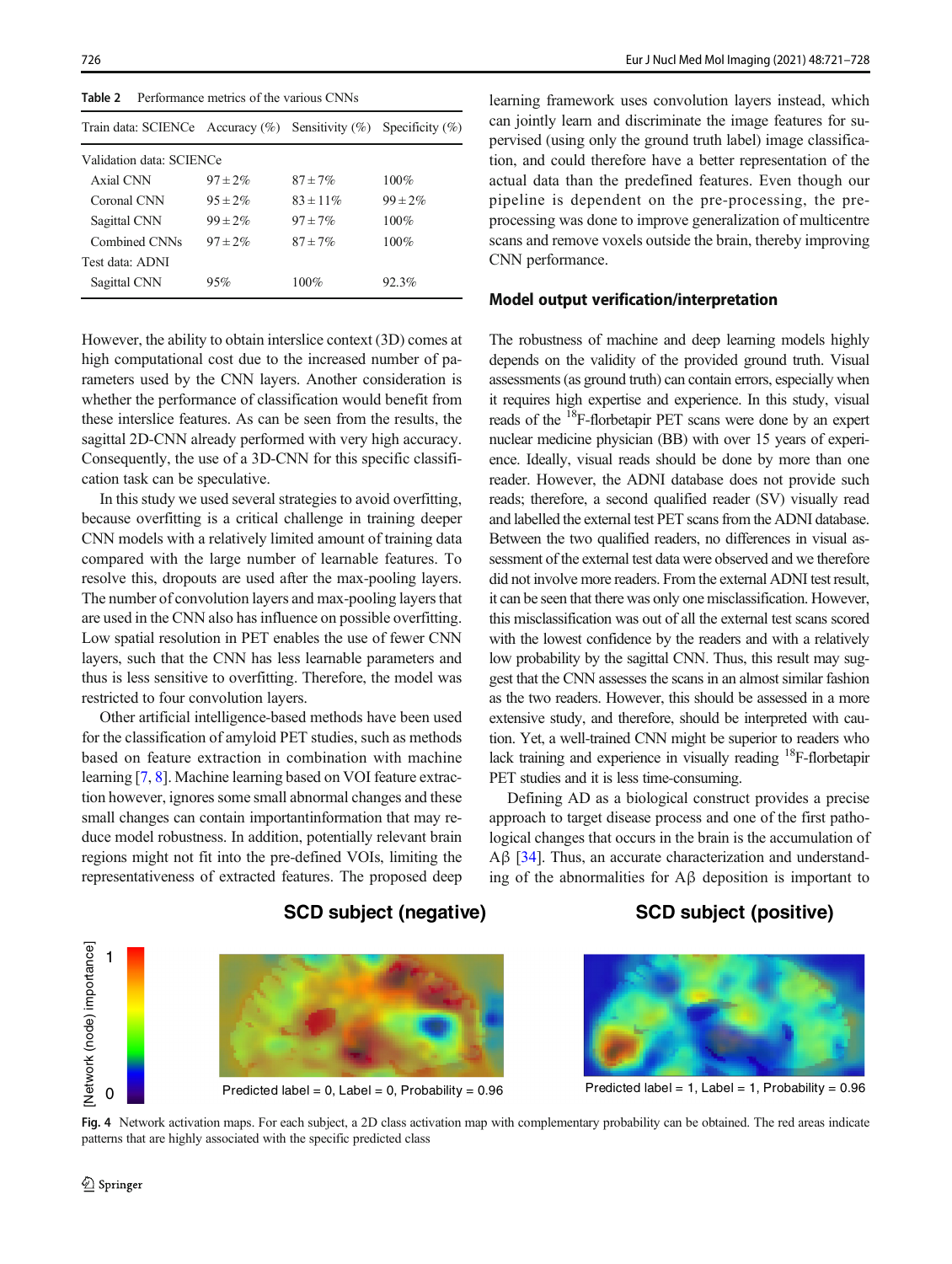**Table 2** Performance metrics of the various CNNs

| Train data: SCIENCe | Accuracy (%) | Sensitivity (%) | Specificity (%) |
|---|---|---|---|
| Validation data: SCIENCe | | | |
| Axial CNN | 97 ± 2% | 87 ± 7% | 100% |
| Coronal CNN | 95 ± 2% | 83 ± 11% | 99 ± 2% |
| Sagittal CNN | 99 ± 2% | 97 ± 7% | 100% |
| Combined CNNs | 97 ± 2% | 87 ± 7% | 100% |
| Test data: ADNI | | | |
| Sagittal CNN | 95% | 100% | 92.3% |

However, the ability to obtain interslice context (3D) comes at high computational cost due to the increased number of parameters used by the CNN layers. Another consideration is whether the performance of classification would benefit from these interslice features. As can be seen from the results, the sagittal 2D-CNN already performed with very high accuracy. Consequently, the use of a 3D-CNN for this specific classification task can be speculative.

In this study we used several strategies to avoid overfitting, because overfitting is a critical challenge in training deeper CNN models with a relatively limited amount of training data compared with the large number of learnable features. To resolve this, dropouts are used after the max-pooling layers. The number of convolution layers and max-pooling layers that are used in the CNN also has influence on possible overfitting. Low spatial resolution in PET enables the use of fewer CNN layers, such that the CNN has less learnable parameters and thus is less sensitive to overfitting. Therefore, the model was restricted to four convolution layers.

Other artificial intelligence-based methods have been used for the classification of amyloid PET studies, such as methods based on feature extraction in combination with machine learning [7, 8]. Machine learning based on VOI feature extraction however, ignores some small abnormal changes and these small changes can contain importantinformation that may reduce model robustness. In addition, potentially relevant brain regions might not fit into the pre-defined VOIs, limiting the representativeness of extracted features. The proposed deep learning framework uses convolution layers instead, which can jointly learn and discriminate the image features for supervised (using only the ground truth label) image classification, and could therefore have a better representation of the actual data than the predefined features. Even though our pipeline is dependent on the pre-processing, the pre-processing was done to improve generalization of multicentre scans and remove voxels outside the brain, thereby improving CNN performance.

## Model output verification/interpretation

The robustness of machine and deep learning models highly depends on the validity of the provided ground truth. Visual assessments (as ground truth) can contain errors, especially when it requires high expertise and experience. In this study, visual reads of the $^{18}$F-florbetapir PET scans were done by an expert nuclear medicine physician (BB) with over 15 years of experience. Ideally, visual reads should be done by more than one reader. However, the ADNI database does not provide such reads; therefore, a second qualified reader (SV) visually read and labelled the external test PET scans from the ADNI database. Between the two qualified readers, no differences in visual assessment of the external test data were observed and we therefore did not involve more readers. From the external ADNI test result, it can be seen that there was only one misclassification. However, this misclassification was out of all the external test scans scored with the lowest confidence by the readers and with a relatively low probability by the sagittal CNN. Thus, this result may suggest that the CNN assesses the scans in an almost similar fashion as the two readers. However, this should be assessed in a more extensive study, and therefore, should be interpreted with caution. Yet, a well-trained CNN might be superior to readers who lack training and experience in visually reading $^{18}$F-florbetapir PET studies and it is less time-consuming.

Defining AD as a biological construct provides a precise approach to target disease process and one of the first pathological changes that occurs in the brain is the accumulation of Aβ [34]. Thus, an accurate characterization and understanding of the abnormalities for Aβ deposition is important to

**Fig. 4** Network activation maps. For each subject, a 2D class activation map with complementary probability can be obtained. The red areas indicate patterns that are highly associated with the specific predicted class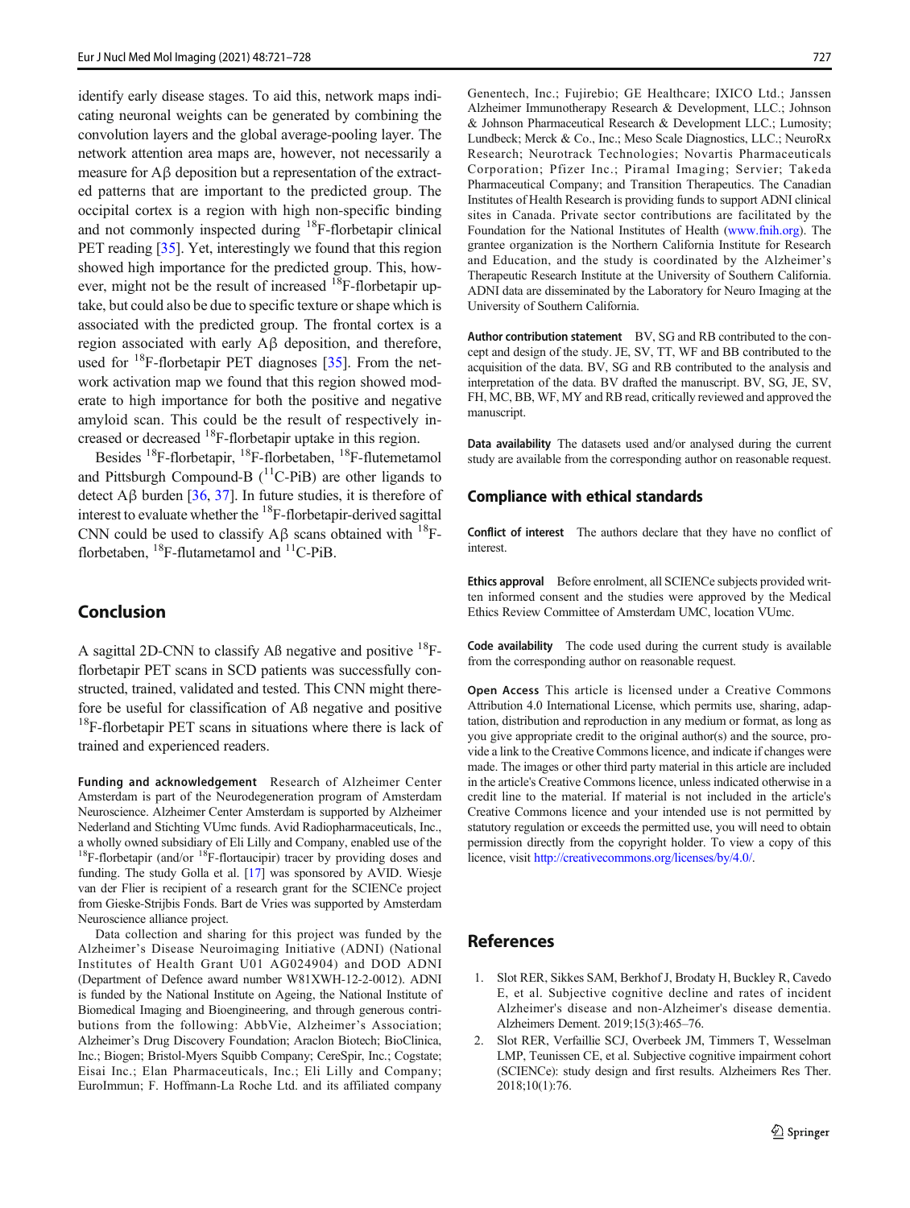identify early disease stages. To aid this, network maps indicating neuronal weights can be generated by combining the convolution layers and the global average-pooling layer. The network attention area maps are, however, not necessarily a measure for Aβ deposition but a representation of the extracted patterns that are important to the predicted group. The occipital cortex is a region with high non-specific binding and not commonly inspected during $^{18}$F-florbetapir clinical PET reading [35]. Yet, interestingly we found that this region showed high importance for the predicted group. This, however, might not be the result of increased $^{18}$F-florbetapir uptake, but could also be due to specific texture or shape which is associated with the predicted group. The frontal cortex is a region associated with early Aβ deposition, and therefore, used for $^{18}$F-florbetapir PET diagnoses [35]. From the network activation map we found that this region showed moderate to high importance for both the positive and negative amyloid scan. This could be the result of respectively increased or decreased $^{18}$F-florbetapir uptake in this region.

Besides $^{18}$F-florbetapir, $^{18}$F-florbetaben, $^{18}$F-flutemetamol and Pittsburgh Compound-B ($^{11}$C-PiB) are other ligands to detect Aβ burden [36, 37]. In future studies, it is therefore of interest to evaluate whether the $^{18}$F-florbetapir-derived sagittal CNN could be used to classify Aβ scans obtained with $^{18}$F-florbetaben, $^{18}$F-flutametamol and $^{11}$C-PiB.

## Conclusion

A sagittal 2D-CNN to classify Aß negative and positive $^{18}$F-florbetapir PET scans in SCD patients was successfully constructed, trained, validated and tested. This CNN might therefore be useful for classification of Aß negative and positive $^{18}$F-florbetapir PET scans in situations where there is lack of trained and experienced readers.

**Funding and acknowledgement** Research of Alzheimer Center Amsterdam is part of the Neurodegeneration program of Amsterdam Neuroscience. Alzheimer Center Amsterdam is supported by Alzheimer Nederland and Stichting VUmc funds. Avid Radiopharmaceuticals, Inc., a wholly owned subsidiary of Eli Lilly and Company, enabled use of the $^{18}$F-florbetapir (and/or $^{18}$F-flortaucipir) tracer by providing doses and funding. The study Golla et al. [17] was sponsored by AVID. Wiesje van der Flier is recipient of a research grant for the SCIENCe project from Gieske-Strijbis Fonds. Bart de Vries was supported by Amsterdam Neuroscience alliance project.

Data collection and sharing for this project was funded by the Alzheimer's Disease Neuroimaging Initiative (ADNI) (National Institutes of Health Grant U01 AG024904) and DOD ADNI (Department of Defence award number W81XWH-12-2-0012). ADNI is funded by the National Institute on Ageing, the National Institute of Biomedical Imaging and Bioengineering, and through generous contributions from the following: AbbVie, Alzheimer's Association; Alzheimer's Drug Discovery Foundation; Araclon Biotech; BioClinica, Inc.; Biogen; Bristol-Myers Squibb Company; CereSpir, Inc.; Cogstate; Eisai Inc.; Elan Pharmaceuticals, Inc.; Eli Lilly and Company; EuroImmun; F. Hoffmann-La Roche Ltd. and its affiliated company Genentech, Inc.; Fujirebio; GE Healthcare; IXICO Ltd.; Janssen Alzheimer Immunotherapy Research & Development, LLC.; Johnson & Johnson Pharmaceutical Research & Development LLC.; Lumosity; Lundbeck; Merck & Co., Inc.; Meso Scale Diagnostics, LLC.; NeuroRx Research; Neurotrack Technologies; Novartis Pharmaceuticals Corporation; Pfizer Inc.; Piramal Imaging; Servier; Takeda Pharmaceutical Company; and Transition Therapeutics. The Canadian Institutes of Health Research is providing funds to support ADNI clinical sites in Canada. Private sector contributions are facilitated by the Foundation for the National Institutes of Health (www.fnih.org). The grantee organization is the Northern California Institute for Research and Education, and the study is coordinated by the Alzheimer's Therapeutic Research Institute at the University of Southern California. ADNI data are disseminated by the Laboratory for Neuro Imaging at the University of Southern California.

**Author contribution statement** BV, SG and RB contributed to the concept and design of the study. JE, SV, TT, WF and BB contributed to the acquisition of the data. BV, SG and RB contributed to the analysis and interpretation of the data. BV drafted the manuscript. BV, SG, JE, SV, FH, MC, BB, WF, MY and RB read, critically reviewed and approved the manuscript.

**Data availability** The datasets used and/or analysed during the current study are available from the corresponding author on reasonable request.

### Compliance with ethical standards

**Conflict of interest** The authors declare that they have no conflict of interest.

**Ethics approval** Before enrolment, all SCIENCe subjects provided written informed consent and the studies were approved by the Medical Ethics Review Committee of Amsterdam UMC, location VUmc.

**Code availability** The code used during the current study is available from the corresponding author on reasonable request.

**Open Access** This article is licensed under a Creative Commons Attribution 4.0 International License, which permits use, sharing, adaptation, distribution and reproduction in any medium or format, as long as you give appropriate credit to the original author(s) and the source, provide a link to the Creative Commons licence, and indicate if changes were made. The images or other third party material in this article are included in the article's Creative Commons licence, unless indicated otherwise in a credit line to the material. If material is not included in the article's Creative Commons licence and your intended use is not permitted by statutory regulation or exceeds the permitted use, you will need to obtain permission directly from the copyright holder. To view a copy of this licence, visit http://creativecommons.org/licenses/by/4.0/.

## References

1. Slot RER, Sikkes SAM, Berkhof J, Brodaty H, Buckley R, Cavedo E, et al. Subjective cognitive decline and rates of incident Alzheimer's disease and non-Alzheimer's disease dementia. Alzheimers Dement. 2019;15(3):465–76.
2. Slot RER, Verfaillie SCJ, Overbeek JM, Timmers T, Wesselman LMP, Teunissen CE, et al. Subjective cognitive impairment cohort (SCIENCe): study design and first results. Alzheimers Res Ther. 2018;10(1):76.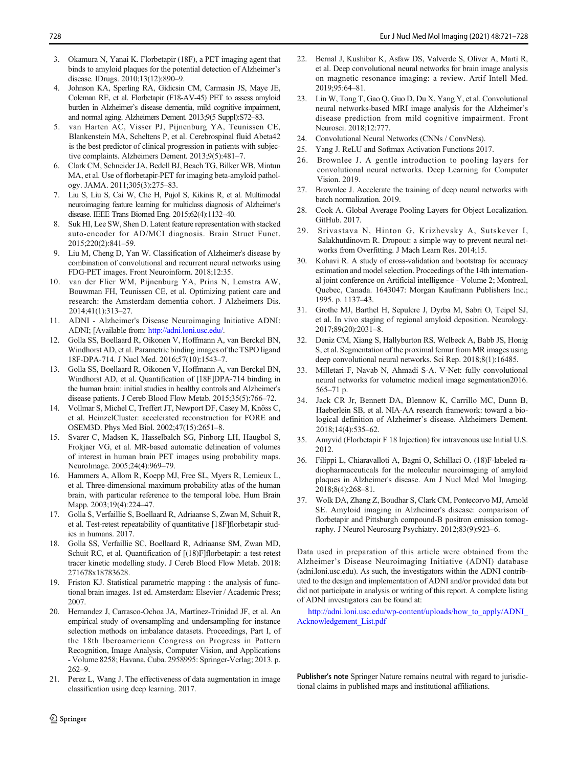3. Okamura N, Yanai K. Florbetapir (18F), a PET imaging agent that binds to amyloid plaques for the potential detection of Alzheimer's disease. IDrugs. 2010;13(12):890–9.
4. Johnson KA, Sperling RA, Gidicsin CM, Carmasin JS, Maye JE, Coleman RE, et al. Florbetapir (F18-AV-45) PET to assess amyloid burden in Alzheimer's disease dementia, mild cognitive impairment, and normal aging. Alzheimers Dement. 2013;9(5 Suppl):S72–83.
5. van Harten AC, Visser PJ, Pijnenburg YA, Teunissen CE, Blankenstein MA, Scheltens P, et al. Cerebrospinal fluid Abeta42 is the best predictor of clinical progression in patients with subjective complaints. Alzheimers Dement. 2013;9(5):481–7.
6. Clark CM, Schneider JA, Bedell BJ, Beach TG, Bilker WB, Mintun MA, et al. Use of florbetapir-PET for imaging beta-amyloid pathology. JAMA. 2011;305(3):275–83.
7. Liu S, Liu S, Cai W, Che H, Pujol S, Kikinis R, et al. Multimodal neuroimaging feature learning for multiclass diagnosis of Alzheimer's disease. IEEE Trans Biomed Eng. 2015;62(4):1132–40.
8. Suk HI, Lee SW, Shen D. Latent feature representation with stacked auto-encoder for AD/MCI diagnosis. Brain Struct Funct. 2015;220(2):841–59.
9. Liu M, Cheng D, Yan W. Classification of Alzheimer's disease by combination of convolutional and recurrent neural networks using FDG-PET images. Front Neuroinform. 2018;12:35.
10. van der Flier WM, Pijnenburg YA, Prins N, Lemstra AW, Bouwman FH, Teunissen CE, et al. Optimizing patient care and research: the Amsterdam dementia cohort. J Alzheimers Dis. 2014;41(1):313–27.
11. ADNI - Alzheimer's Disease Neuroimaging Initiative ADNI: ADNI; [Available from: http://adni.loni.usc.edu/.
12. Golla SS, Boellaard R, Oikonen V, Hoffmann A, van Berckel BN, Windhorst AD, et al. Parametric binding images of the TSPO ligand 18F-DPA-714. J Nucl Med. 2016;57(10):1543–7.
13. Golla SS, Boellaard R, Oikonen V, Hoffmann A, van Berckel BN, Windhorst AD, et al. Quantification of [18F]DPA-714 binding in the human brain: initial studies in healthy controls and Alzheimer's disease patients. J Cereb Blood Flow Metab. 2015;35(5):766–72.
14. Vollmar S, Michel C, Treffert JT, Newport DF, Casey M, Knöss C, et al. HeinzelCluster: accelerated reconstruction for FORE and OSEM3D. Phys Med Biol. 2002;47(15):2651–8.
15. Svarer C, Madsen K, Hasselbalch SG, Pinborg LH, Haugbol S, Frokjaer VG, et al. MR-based automatic delineation of volumes of interest in human brain PET images using probability maps. NeuroImage. 2005;24(4):969–79.
16. Hammers A, Allom R, Koepp MJ, Free SL, Myers R, Lemieux L, et al. Three-dimensional maximum probability atlas of the human brain, with particular reference to the temporal lobe. Hum Brain Mapp. 2003;19(4):224–47.
17. Golla S, Verfaillie S, Boellaard R, Adriaanse S, Zwan M, Schuit R, et al. Test-retest repeatability of quantitative [18F]florbetapir studies in humans. 2017.
18. Golla SS, Verfaillie SC, Boellaard R, Adriaanse SM, Zwan MD, Schuit RC, et al. Quantification of [(18)F]florbetapir: a test-retest tracer kinetic modelling study. J Cereb Blood Flow Metab. 2018: 271678x18783628.
19. Friston KJ. Statistical parametric mapping : the analysis of functional brain images. 1st ed. Amsterdam: Elsevier / Academic Press; 2007.
20. Hernandez J, Carrasco-Ochoa JA, Martínez-Trinidad JF, et al. An empirical study of oversampling and undersampling for instance selection methods on imbalance datasets. Proceedings, Part I, of the 18th Iberoamerican Congress on Progress in Pattern Recognition, Image Analysis, Computer Vision, and Applications - Volume 8258; Havana, Cuba. 2958995: Springer-Verlag; 2013. p. 262–9.
21. Perez L, Wang J. The effectiveness of data augmentation in image classification using deep learning. 2017.
22. Bernal J, Kushibar K, Asfaw DS, Valverde S, Oliver A, Martí R, et al. Deep convolutional neural networks for brain image analysis on magnetic resonance imaging: a review. Artif Intell Med. 2019;95:64–81.
23. Lin W, Tong T, Gao Q, Guo D, Du X, Yang Y, et al. Convolutional neural networks-based MRI image analysis for the Alzheimer's disease prediction from mild cognitive impairment. Front Neurosci. 2018;12:777.
24. Convolutional Neural Networks (CNNs / ConvNets).
25. Yang J. ReLU and Softmax Activation Functions 2017.
26. Brownlee J. A gentle introduction to pooling layers for convolutional neural networks. Deep Learning for Computer Vision. 2019.
27. Brownlee J. Accelerate the training of deep neural networks with batch normalization. 2019.
28. Cook A. Global Average Pooling Layers for Object Localization. GitHub. 2017.
29. Srivastava N, Hinton G, Krizhevsky A, Sutskever I, Salakhutdinovm R. Dropout: a simple way to prevent neural networks from Overfitting. J Mach Learn Res. 2014;15.
30. Kohavi R. A study of cross-validation and bootstrap for accuracy estimation and model selection. Proceedings of the 14th international joint conference on Artificial intelligence - Volume 2; Montreal, Quebec, Canada. 1643047: Morgan Kaufmann Publishers Inc.; 1995. p. 1137–43.
31. Grothe MJ, Barthel H, Sepulcre J, Dyrba M, Sabri O, Teipel SJ, et al. In vivo staging of regional amyloid deposition. Neurology. 2017;89(20):2031–8.
32. Deniz CM, Xiang S, Hallyburton RS, Welbeck A, Babb JS, Honig S, et al. Segmentation of the proximal femur from MR images using deep convolutional neural networks. Sci Rep. 2018;8(1):16485.
33. Milletari F, Navab N, Ahmadi S-A. V-Net: fully convolutional neural networks for volumetric medical image segmentation2016. 565–71 p.
34. Jack CR Jr, Bennett DA, Blennow K, Carrillo MC, Dunn B, Haeberlein SB, et al. NIA-AA research framework: toward a biological definition of Alzheimer's disease. Alzheimers Dement. 2018;14(4):535–62.
35. Amyvid (Florbetapir F 18 Injection) for intravenous use Initial U.S. 2012.
36. Filippi L, Chiaravalloti A, Bagni O, Schillaci O. (18)F-labeled radiopharmaceuticals for the molecular neuroimaging of amyloid plaques in Alzheimer's disease. Am J Nucl Med Mol Imaging. 2018;8(4):268–81.
37. Wolk DA, Zhang Z, Boudhar S, Clark CM, Pontecorvo MJ, Arnold SE. Amyloid imaging in Alzheimer's disease: comparison of florbetapir and Pittsburgh compound-B positron emission tomography. J Neurol Neurosurg Psychiatry. 2012;83(9):923–6.

Data used in preparation of this article were obtained from the Alzheimer's Disease Neuroimaging Initiative (ADNI) database (adni.loni.usc.edu). As such, the investigators within the ADNI contributed to the design and implementation of ADNI and/or provided data but did not participate in analysis or writing of this report. A complete listing of ADNI investigators can be found at:

http://adni.loni.usc.edu/wp-content/uploads/how_to_apply/ADNI_Acknowledgement_List.pdf

**Publisher's note** Springer Nature remains neutral with regard to jurisdictional claims in published maps and institutional affiliations.